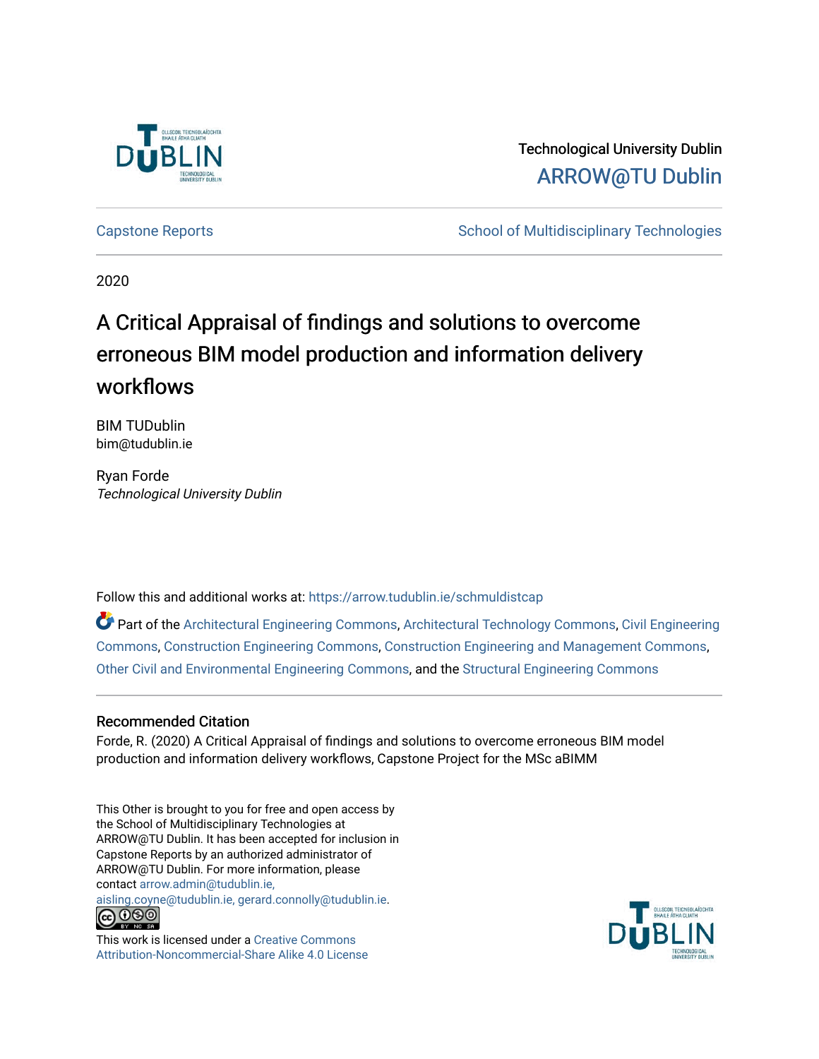Technological University Dublin

ARROW@TU Dublin

Capstone Reports

School of Multidisciplinary Technologies

2020

# A Critical Appraisal of findings and solutions to overcome erroneous BIM model production and information delivery workflows

BIM TUDublin
bim@tudublin.ie

Ryan Forde
*Technological University Dublin*

Follow this and additional works at: https://arrow.tudublin.ie/schmuldistcap

Part of the Architectural Engineering Commons, Architectural Technology Commons, Civil Engineering Commons, Construction Engineering Commons, Construction Engineering and Management Commons, Other Civil and Environmental Engineering Commons, and the Structural Engineering Commons

## Recommended Citation

Forde, R. (2020) A Critical Appraisal of findings and solutions to overcome erroneous BIM model production and information delivery workflows, Capstone Project for the MSc aBIMM

This Other is brought to you for free and open access by the School of Multidisciplinary Technologies at ARROW@TU Dublin. It has been accepted for inclusion in Capstone Reports by an authorized administrator of ARROW@TU Dublin. For more information, please contact arrow.admin@tudublin.ie, aisling.coyne@tudublin.ie, gerard.connolly@tudublin.ie.

This work is licensed under a Creative Commons Attribution-Noncommercial-Share Alike 4.0 License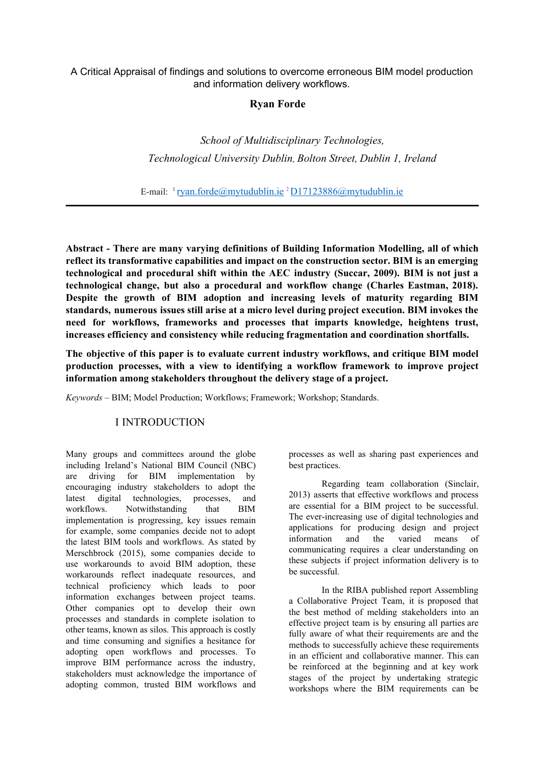A Critical Appraisal of findings and solutions to overcome erroneous BIM model production and information delivery workflows.

**Ryan Forde**

*School of Multidisciplinary Technologies, Technological University Dublin, Bolton Street, Dublin 1, Ireland*

E-mail: [1] ryan.forde@mytudublin.ie [2] D17123886@mytudublin.ie

---

**Abstract - There are many varying definitions of Building Information Modelling, all of which reflect its transformative capabilities and impact on the construction sector. BIM is an emerging technological and procedural shift within the AEC industry (Succar, 2009). BIM is not just a technological change, but also a procedural and workflow change (Charles Eastman, 2018). Despite the growth of BIM adoption and increasing levels of maturity regarding BIM standards, numerous issues still arise at a micro level during project execution. BIM invokes the need for workflows, frameworks and processes that imparts knowledge, heightens trust, increases efficiency and consistency while reducing fragmentation and coordination shortfalls.**

**The objective of this paper is to evaluate current industry workflows, and critique BIM model production processes, with a view to identifying a workflow framework to improve project information among stakeholders throughout the delivery stage of a project.**

*Keywords* – BIM; Model Production; Workflows; Framework; Workshop; Standards.

## I INTRODUCTION

Many groups and committees around the globe including Ireland's National BIM Council (NBC) are driving for BIM implementation by encouraging industry stakeholders to adopt the latest digital technologies, processes, and workflows. Notwithstanding that BIM implementation is progressing, key issues remain for example, some companies decide not to adopt the latest BIM tools and workflows. As stated by Merschbrock (2015), some companies decide to use workarounds to avoid BIM adoption, these workarounds reflect inadequate resources, and technical proficiency which leads to poor information exchanges between project teams. Other companies opt to develop their own processes and standards in complete isolation to other teams, known as silos. This approach is costly and time consuming and signifies a hesitance for adopting open workflows and processes. To improve BIM performance across the industry, stakeholders must acknowledge the importance of adopting common, trusted BIM workflows and processes as well as sharing past experiences and best practices.

Regarding team collaboration (Sinclair, 2013) asserts that effective workflows and process are essential for a BIM project to be successful. The ever-increasing use of digital technologies and applications for producing design and project information and the varied means of communicating requires a clear understanding on these subjects if project information delivery is to be successful.

In the RIBA published report Assembling a Collaborative Project Team, it is proposed that the best method of melding stakeholders into an effective project team is by ensuring all parties are fully aware of what their requirements are and the methods to successfully achieve these requirements in an efficient and collaborative manner. This can be reinforced at the beginning and at key work stages of the project by undertaking strategic workshops where the BIM requirements can be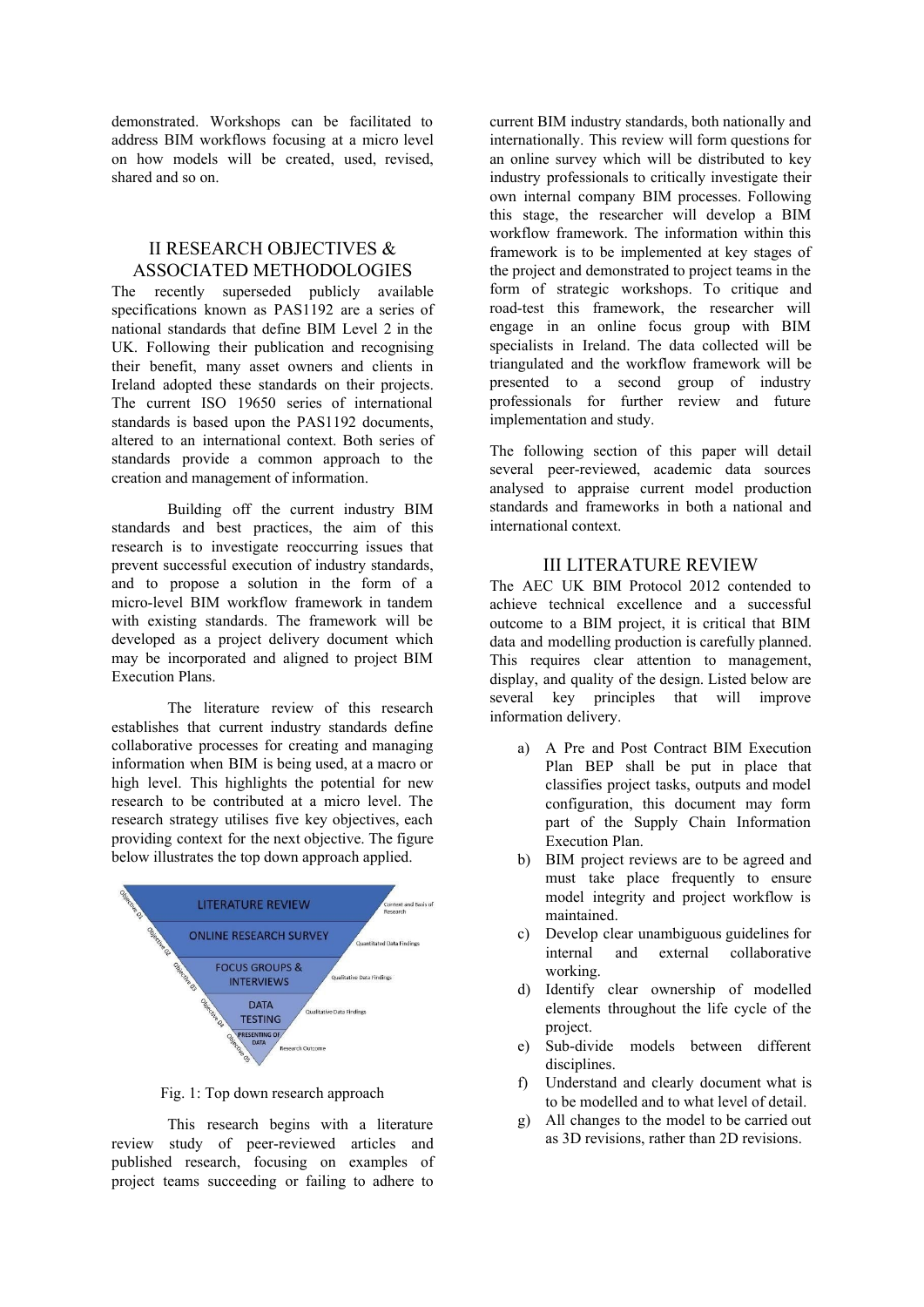demonstrated. Workshops can be facilitated to address BIM workflows focusing at a micro level on how models will be created, used, revised, shared and so on.

## II RESEARCH OBJECTIVES & ASSOCIATED METHODOLOGIES

The recently superseded publicly available specifications known as PAS1192 are a series of national standards that define BIM Level 2 in the UK. Following their publication and recognising their benefit, many asset owners and clients in Ireland adopted these standards on their projects. The current ISO 19650 series of international standards is based upon the PAS1192 documents, altered to an international context. Both series of standards provide a common approach to the creation and management of information.

Building off the current industry BIM standards and best practices, the aim of this research is to investigate reoccurring issues that prevent successful execution of industry standards, and to propose a solution in the form of a micro-level BIM workflow framework in tandem with existing standards. The framework will be developed as a project delivery document which may be incorporated and aligned to project BIM Execution Plans.

The literature review of this research establishes that current industry standards define collaborative processes for creating and managing information when BIM is being used, at a macro or high level. This highlights the potential for new research to be contributed at a micro level. The research strategy utilises five key objectives, each providing context for the next objective. The figure below illustrates the top down approach applied.

Fig. 1: Top down research approach

This research begins with a literature review study of peer-reviewed articles and published research, focusing on examples of project teams succeeding or failing to adhere to current BIM industry standards, both nationally and internationally. This review will form questions for an online survey which will be distributed to key industry professionals to critically investigate their own internal company BIM processes. Following this stage, the researcher will develop a BIM workflow framework. The information within this framework is to be implemented at key stages of the project and demonstrated to project teams in the form of strategic workshops. To critique and road-test this framework, the researcher will engage in an online focus group with BIM specialists in Ireland. The data collected will be triangulated and the workflow framework will be presented to a second group of industry professionals for further review and future implementation and study.

The following section of this paper will detail several peer-reviewed, academic data sources analysed to appraise current model production standards and frameworks in both a national and international context.

## III LITERATURE REVIEW

The AEC UK BIM Protocol 2012 contended to achieve technical excellence and a successful outcome to a BIM project, it is critical that BIM data and modelling production is carefully planned. This requires clear attention to management, display, and quality of the design. Listed below are several key principles that will improve information delivery.

a) A Pre and Post Contract BIM Execution Plan BEP shall be put in place that classifies project tasks, outputs and model configuration, this document may form part of the Supply Chain Information Execution Plan.
b) BIM project reviews are to be agreed and must take place frequently to ensure model integrity and project workflow is maintained.
c) Develop clear unambiguous guidelines for internal and external collaborative working.
d) Identify clear ownership of modelled elements throughout the life cycle of the project.
e) Sub-divide models between different disciplines.
f) Understand and clearly document what is to be modelled and to what level of detail.
g) All changes to the model to be carried out as 3D revisions, rather than 2D revisions.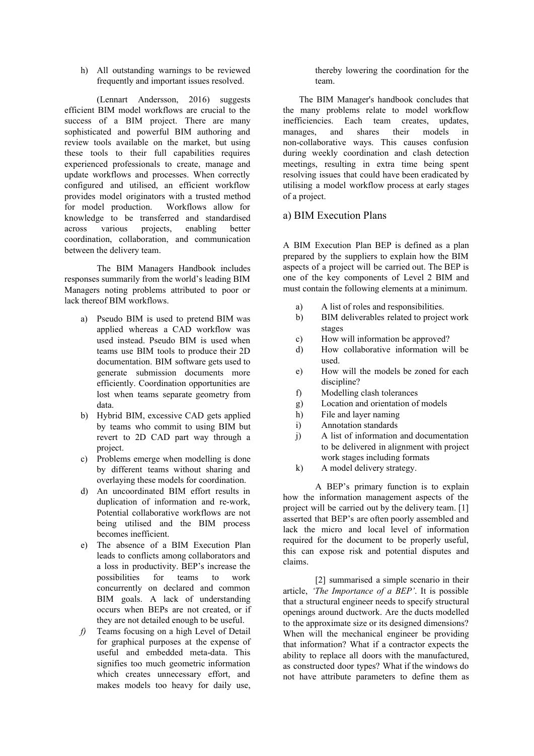h) All outstanding warnings to be reviewed frequently and important issues resolved.

(Lennart Andersson, 2016) suggests efficient BIM model workflows are crucial to the success of a BIM project. There are many sophisticated and powerful BIM authoring and review tools available on the market, but using these tools to their full capabilities requires experienced professionals to create, manage and update workflows and processes. When correctly configured and utilised, an efficient workflow provides model originators with a trusted method for model production. Workflows allow for knowledge to be transferred and standardised across various projects, enabling better coordination, collaboration, and communication between the delivery team.

The BIM Managers Handbook includes responses summarily from the world's leading BIM Managers noting problems attributed to poor or lack thereof BIM workflows.

a) Pseudo BIM is used to pretend BIM was applied whereas a CAD workflow was used instead. Pseudo BIM is used when teams use BIM tools to produce their 2D documentation. BIM software gets used to generate submission documents more efficiently. Coordination opportunities are lost when teams separate geometry from data.
b) Hybrid BIM, excessive CAD gets applied by teams who commit to using BIM but revert to 2D CAD part way through a project.
c) Problems emerge when modelling is done by different teams without sharing and overlaying these models for coordination.
d) An uncoordinated BIM effort results in duplication of information and re-work, Potential collaborative workflows are not being utilised and the BIM process becomes inefficient.
e) The absence of a BIM Execution Plan leads to conflicts among collaborators and a loss in productivity. BEP's increase the possibilities for teams to work concurrently on declared and common BIM goals. A lack of understanding occurs when BEPs are not created, or if they are not detailed enough to be useful.
*f)* Teams focusing on a high Level of Detail for graphical purposes at the expense of useful and embedded meta-data. This signifies too much geometric information which creates unnecessary effort, and makes models too heavy for daily use, thereby lowering the coordination for the team.

The BIM Manager's handbook concludes that the many problems relate to model workflow inefficiencies. Each team creates, updates, manages, and shares their models in non-collaborative ways. This causes confusion during weekly coordination and clash detection meetings, resulting in extra time being spent resolving issues that could have been eradicated by utilising a model workflow process at early stages of a project.

## a) BIM Execution Plans

A BIM Execution Plan BEP is defined as a plan prepared by the suppliers to explain how the BIM aspects of a project will be carried out. The BEP is one of the key components of Level 2 BIM and must contain the following elements at a minimum.

a) A list of roles and responsibilities.
b) BIM deliverables related to project work stages
c) How will information be approved?
d) How collaborative information will be used.
e) How will the models be zoned for each discipline?
f) Modelling clash tolerances
g) Location and orientation of models
h) File and layer naming
i) Annotation standards
j) A list of information and documentation to be delivered in alignment with project work stages including formats
k) A model delivery strategy.

A BEP's primary function is to explain how the information management aspects of the project will be carried out by the delivery team. [1] asserted that BEP's are often poorly assembled and lack the micro and local level of information required for the document to be properly useful, this can expose risk and potential disputes and claims.

[2] summarised a simple scenario in their article, *'The Importance of a BEP'.* It is possible that a structural engineer needs to specify structural openings around ductwork. Are the ducts modelled to the approximate size or its designed dimensions? When will the mechanical engineer be providing that information? What if a contractor expects the ability to replace all doors with the manufactured, as constructed door types? What if the windows do not have attribute parameters to define them as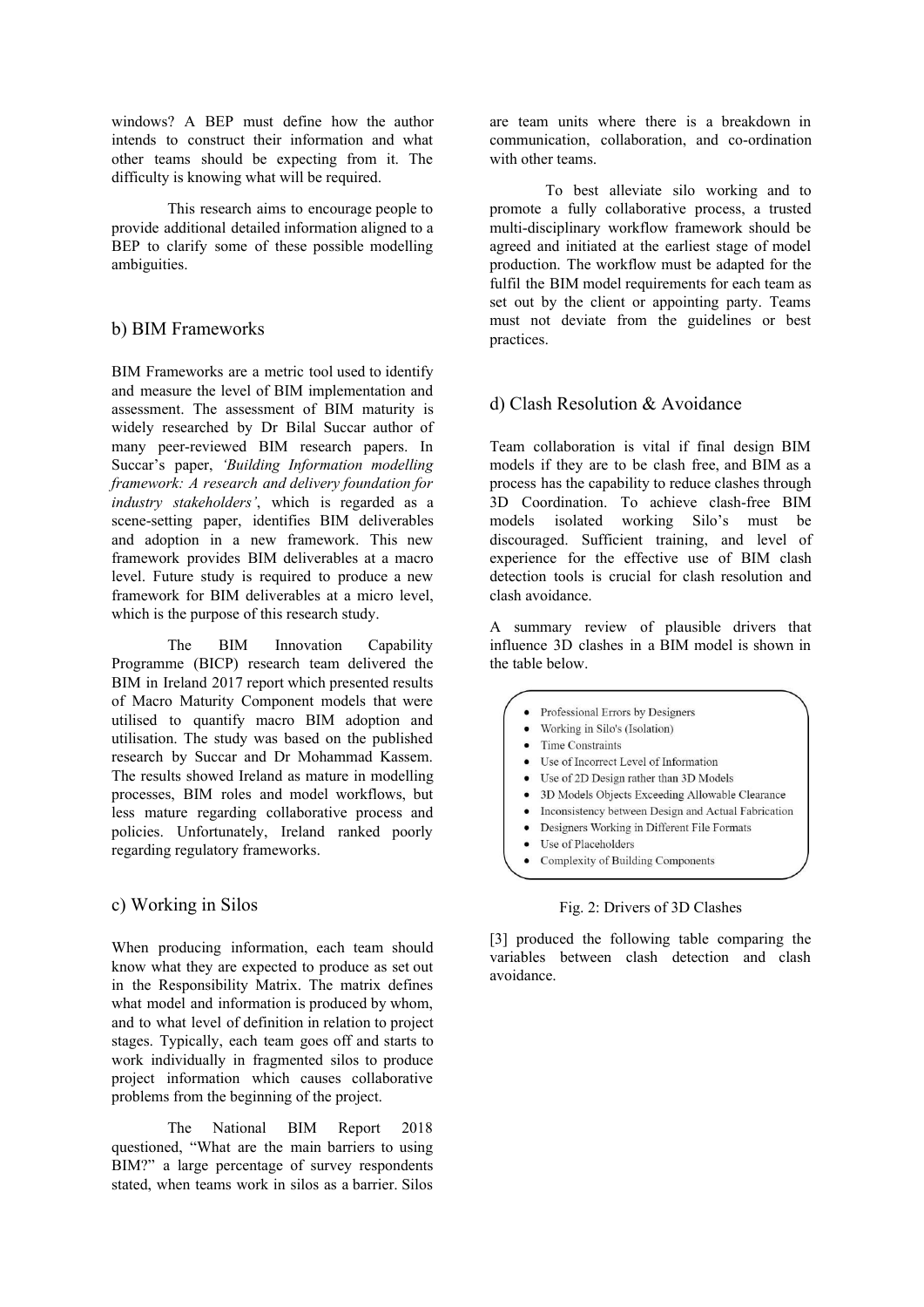windows? A BEP must define how the author intends to construct their information and what other teams should be expecting from it. The difficulty is knowing what will be required.

This research aims to encourage people to provide additional detailed information aligned to a BEP to clarify some of these possible modelling ambiguities.

## b) BIM Frameworks

BIM Frameworks are a metric tool used to identify and measure the level of BIM implementation and assessment. The assessment of BIM maturity is widely researched by Dr Bilal Succar author of many peer-reviewed BIM research papers. In Succar's paper, *'Building Information modelling framework: A research and delivery foundation for industry stakeholders'*, which is regarded as a scene-setting paper, identifies BIM deliverables and adoption in a new framework. This new framework provides BIM deliverables at a macro level. Future study is required to produce a new framework for BIM deliverables at a micro level, which is the purpose of this research study.

The BIM Innovation Capability Programme (BICP) research team delivered the BIM in Ireland 2017 report which presented results of Macro Maturity Component models that were utilised to quantify macro BIM adoption and utilisation. The study was based on the published research by Succar and Dr Mohammad Kassem. The results showed Ireland as mature in modelling processes, BIM roles and model workflows, but less mature regarding collaborative process and policies. Unfortunately, Ireland ranked poorly regarding regulatory frameworks.

## c) Working in Silos

When producing information, each team should know what they are expected to produce as set out in the Responsibility Matrix. The matrix defines what model and information is produced by whom, and to what level of definition in relation to project stages. Typically, each team goes off and starts to work individually in fragmented silos to produce project information which causes collaborative problems from the beginning of the project.

The National BIM Report 2018 questioned, "What are the main barriers to using BIM?" a large percentage of survey respondents stated, when teams work in silos as a barrier. Silos are team units where there is a breakdown in communication, collaboration, and co-ordination with other teams.

To best alleviate silo working and to promote a fully collaborative process, a trusted multi-disciplinary workflow framework should be agreed and initiated at the earliest stage of model production. The workflow must be adapted for the fulfil the BIM model requirements for each team as set out by the client or appointing party. Teams must not deviate from the guidelines or best practices.

## d) Clash Resolution & Avoidance

Team collaboration is vital if final design BIM models if they are to be clash free, and BIM as a process has the capability to reduce clashes through 3D Coordination. To achieve clash-free BIM models isolated working Silo's must be discouraged. Sufficient training, and level of experience for the effective use of BIM clash detection tools is crucial for clash resolution and clash avoidance.

A summary review of plausible drivers that influence 3D clashes in a BIM model is shown in the table below.

- Professional Errors by Designers
- Working in Silo's (Isolation)
- Time Constraints
- Use of Incorrect Level of Information
- Use of 2D Design rather than 3D Models
- 3D Models Objects Exceeding Allowable Clearance
- Inconsistency between Design and Actual Fabrication
- Designers Working in Different File Formats
- Use of Placeholders
- Complexity of Building Components

Fig. 2: Drivers of 3D Clashes

[3] produced the following table comparing the variables between clash detection and clash avoidance.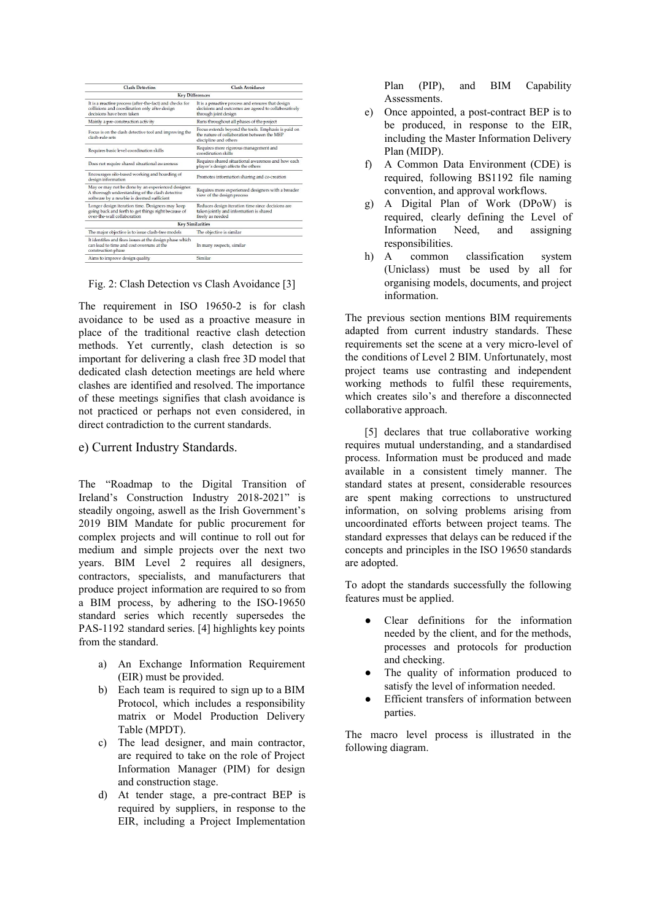| Clash Detection | Clash Avoidance |
|---|---|
| **Key Differences** | |
| It is a **reactive** process (after-the-fact) and checks for collisions and coordination only after design decisions have been taken | It is a **proactive** process and ensures that design decisions and outcomes are agreed to collaboratively through joint design |
| Mainly a pre-construction activity | Runs throughout all phases of the project |
| Focus is on the clash detective tool and improving the clash-rule sets | Focus extends beyond the tools. Emphasis is paid on the nature of collaboration between the MEP discipline and others |
| Requires basic level coordination skills | Requires more rigorous management and coordination skills |
| Does not require shared situational awareness | Requires shared situational awareness and how each player's design affects the others |
| Encourages silo-based working and hoarding of design information | Promotes information sharing and co-creation |
| May or may not be done by an experienced designer. A thorough understanding of the clash detective software by a newbie is deemed sufficient | Requires more experienced designers with a broader view of the design process |
| Longer design iteration time. Designers may keep going back and forth to get things right because of over-the-wall collaboration | Reduces design iteration time since decisions are taken jointly and information is shared freely as needed |
| **Key Similarities** | |
| The major objective is to issue clash-free models | The objective is similar |
| It identifies and fixes issues at the design phase which can lead to time and cost overruns at the construction phase | In many respects, similar |
| Aims to improve design quality | Similar |

Fig. 2: Clash Detection vs Clash Avoidance [3]

The requirement in ISO 19650-2 is for clash avoidance to be used as a proactive measure in place of the traditional reactive clash detection methods. Yet currently, clash detection is so important for delivering a clash free 3D model that dedicated clash detection meetings are held where clashes are identified and resolved. The importance of these meetings signifies that clash avoidance is not practiced or perhaps not even considered, in direct contradiction to the current standards.

## e) Current Industry Standards.

The "Roadmap to the Digital Transition of Ireland's Construction Industry 2018-2021" is steadily ongoing, aswell as the Irish Government's 2019 BIM Mandate for public procurement for complex projects and will continue to roll out for medium and simple projects over the next two years. BIM Level 2 requires all designers, contractors, specialists, and manufacturers that produce project information are required to so from a BIM process, by adhering to the ISO-19650 standard series which recently supersedes the PAS-1192 standard series. [4] highlights key points from the standard.

a) An Exchange Information Requirement (EIR) must be provided.
b) Each team is required to sign up to a BIM Protocol, which includes a responsibility matrix or Model Production Delivery Table (MPDT).
c) The lead designer, and main contractor, are required to take on the role of Project Information Manager (PIM) for design and construction stage.
d) At tender stage, a pre-contract BEP is required by suppliers, in response to the EIR, including a Project Implementation Plan (PIP), and BIM Capability Assessments.
e) Once appointed, a post-contract BEP is to be produced, in response to the EIR, including the Master Information Delivery Plan (MIDP).
f) A Common Data Environment (CDE) is required, following BS1192 file naming convention, and approval workflows.
g) A Digital Plan of Work (DPoW) is required, clearly defining the Level of Information Need, and assigning responsibilities.
h) A common classification system (Uniclass) must be used by all for organising models, documents, and project information.

The previous section mentions BIM requirements adapted from current industry standards. These requirements set the scene at a very micro-level of the conditions of Level 2 BIM. Unfortunately, most project teams use contrasting and independent working methods to fulfil these requirements, which creates silo's and therefore a disconnected collaborative approach.

[5] declares that true collaborative working requires mutual understanding, and a standardised process. Information must be produced and made available in a consistent timely manner. The standard states at present, considerable resources are spent making corrections to unstructured information, on solving problems arising from uncoordinated efforts between project teams. The standard expresses that delays can be reduced if the concepts and principles in the ISO 19650 standards are adopted.

To adopt the standards successfully the following features must be applied.

- Clear definitions for the information needed by the client, and for the methods, processes and protocols for production and checking.
- The quality of information produced to satisfy the level of information needed.
- Efficient transfers of information between parties.

The macro level process is illustrated in the following diagram.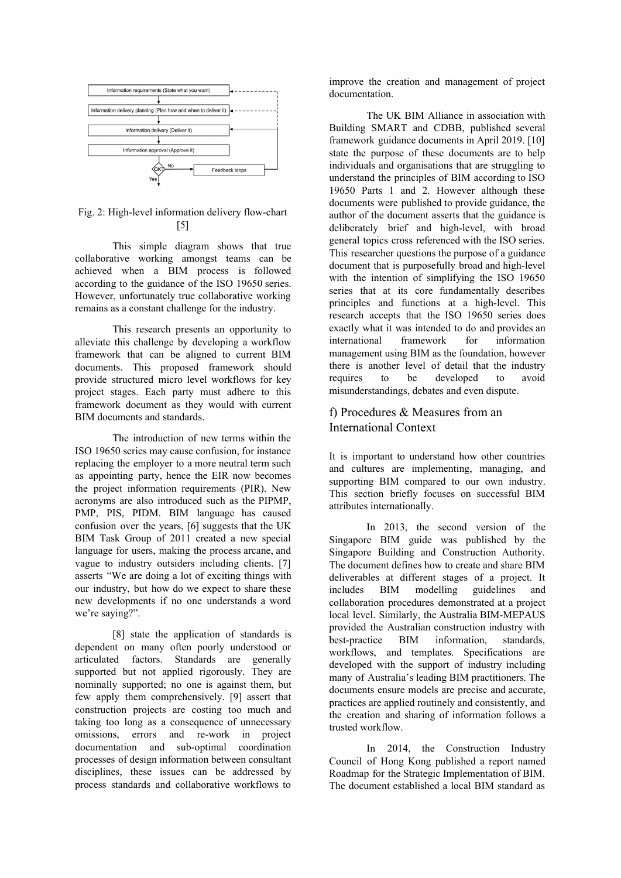Fig. 2: High-level information delivery flow-chart [5]

This simple diagram shows that true collaborative working amongst teams can be achieved when a BIM process is followed according to the guidance of the ISO 19650 series. However, unfortunately true collaborative working remains as a constant challenge for the industry.

This research presents an opportunity to alleviate this challenge by developing a workflow framework that can be aligned to current BIM documents. This proposed framework should provide structured micro level workflows for key project stages. Each party must adhere to this framework document as they would with current BIM documents and standards.

The introduction of new terms within the ISO 19650 series may cause confusion, for instance replacing the employer to a more neutral term such as appointing party, hence the EIR now becomes the project information requirements (PIR). New acronyms are also introduced such as the PIPMP, PMP, PIS, PIDM. BIM language has caused confusion over the years, [6] suggests that the UK BIM Task Group of 2011 created a new special language for users, making the process arcane, and vague to industry outsiders including clients. [7] asserts "We are doing a lot of exciting things with our industry, but how do we expect to share these new developments if no one understands a word we're saying?".

[8] state the application of standards is dependent on many often poorly understood or articulated factors. Standards are generally supported but not applied rigorously. They are nominally supported; no one is against them, but few apply them comprehensively. [9] assert that construction projects are costing too much and taking too long as a consequence of unnecessary omissions, errors and re-work in project documentation and sub-optimal coordination processes of design information between consultant disciplines, these issues can be addressed by process standards and collaborative workflows to improve the creation and management of project documentation.

The UK BIM Alliance in association with Building SMART and CDBB, published several framework guidance documents in April 2019. [10] state the purpose of these documents are to help individuals and organisations that are struggling to understand the principles of BIM according to ISO 19650 Parts 1 and 2. However although these documents were published to provide guidance, the author of the document asserts that the guidance is deliberately brief and high-level, with broad general topics cross referenced with the ISO series. This researcher questions the purpose of a guidance document that is purposefully broad and high-level with the intention of simplifying the ISO 19650 series that at its core fundamentally describes principles and functions at a high-level. This research accepts that the ISO 19650 series does exactly what it was intended to do and provides an international framework for information management using BIM as the foundation, however there is another level of detail that the industry requires to be developed to avoid misunderstandings, debates and even dispute.

## f) Procedures & Measures from an International Context

It is important to understand how other countries and cultures are implementing, managing, and supporting BIM compared to our own industry. This section briefly focuses on successful BIM attributes internationally.

In 2013, the second version of the Singapore BIM guide was published by the Singapore Building and Construction Authority. The document defines how to create and share BIM deliverables at different stages of a project. It includes BIM modelling guidelines and collaboration procedures demonstrated at a project local level. Similarly, the Australia BIM-MEPAUS provided the Australian construction industry with best-practice BIM information, standards, workflows, and templates. Specifications are developed with the support of industry including many of Australia's leading BIM practitioners. The documents ensure models are precise and accurate, practices are applied routinely and consistently, and the creation and sharing of information follows a trusted workflow.

In 2014, the Construction Industry Council of Hong Kong published a report named Roadmap for the Strategic Implementation of BIM. The document established a local BIM standard as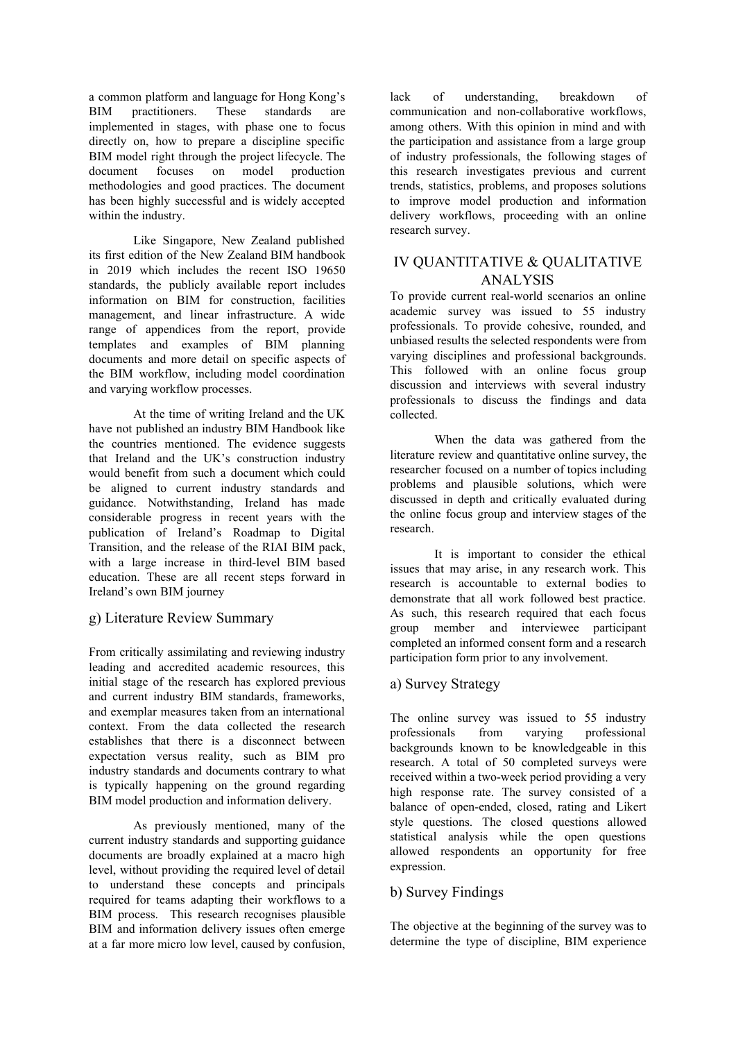a common platform and language for Hong Kong's BIM practitioners. These standards are implemented in stages, with phase one to focus directly on, how to prepare a discipline specific BIM model right through the project lifecycle. The document focuses on model production methodologies and good practices. The document has been highly successful and is widely accepted within the industry.

Like Singapore, New Zealand published its first edition of the New Zealand BIM handbook in 2019 which includes the recent ISO 19650 standards, the publicly available report includes information on BIM for construction, facilities management, and linear infrastructure. A wide range of appendices from the report, provide templates and examples of BIM planning documents and more detail on specific aspects of the BIM workflow, including model coordination and varying workflow processes.

At the time of writing Ireland and the UK have not published an industry BIM Handbook like the countries mentioned. The evidence suggests that Ireland and the UK's construction industry would benefit from such a document which could be aligned to current industry standards and guidance. Notwithstanding, Ireland has made considerable progress in recent years with the publication of Ireland's Roadmap to Digital Transition, and the release of the RIAI BIM pack, with a large increase in third-level BIM based education. These are all recent steps forward in Ireland's own BIM journey

## g) Literature Review Summary

From critically assimilating and reviewing industry leading and accredited academic resources, this initial stage of the research has explored previous and current industry BIM standards, frameworks, and exemplar measures taken from an international context. From the data collected the research establishes that there is a disconnect between expectation versus reality, such as BIM pro industry standards and documents contrary to what is typically happening on the ground regarding BIM model production and information delivery.

As previously mentioned, many of the current industry standards and supporting guidance documents are broadly explained at a macro high level, without providing the required level of detail to understand these concepts and principals required for teams adapting their workflows to a BIM process. This research recognises plausible BIM and information delivery issues often emerge at a far more micro low level, caused by confusion, lack of understanding, breakdown of communication and non-collaborative workflows, among others. With this opinion in mind and with the participation and assistance from a large group of industry professionals, the following stages of this research investigates previous and current trends, statistics, problems, and proposes solutions to improve model production and information delivery workflows, proceeding with an online research survey.

# IV QUANTITATIVE & QUALITATIVE ANALYSIS

To provide current real-world scenarios an online academic survey was issued to 55 industry professionals. To provide cohesive, rounded, and unbiased results the selected respondents were from varying disciplines and professional backgrounds. This followed with an online focus group discussion and interviews with several industry professionals to discuss the findings and data collected.

When the data was gathered from the literature review and quantitative online survey, the researcher focused on a number of topics including problems and plausible solutions, which were discussed in depth and critically evaluated during the online focus group and interview stages of the research.

It is important to consider the ethical issues that may arise, in any research work. This research is accountable to external bodies to demonstrate that all work followed best practice. As such, this research required that each focus group member and interviewee participant completed an informed consent form and a research participation form prior to any involvement.

## a) Survey Strategy

The online survey was issued to 55 industry professionals from varying professional backgrounds known to be knowledgeable in this research. A total of 50 completed surveys were received within a two-week period providing a very high response rate. The survey consisted of a balance of open-ended, closed, rating and Likert style questions. The closed questions allowed statistical analysis while the open questions allowed respondents an opportunity for free expression.

## b) Survey Findings

The objective at the beginning of the survey was to determine the type of discipline, BIM experience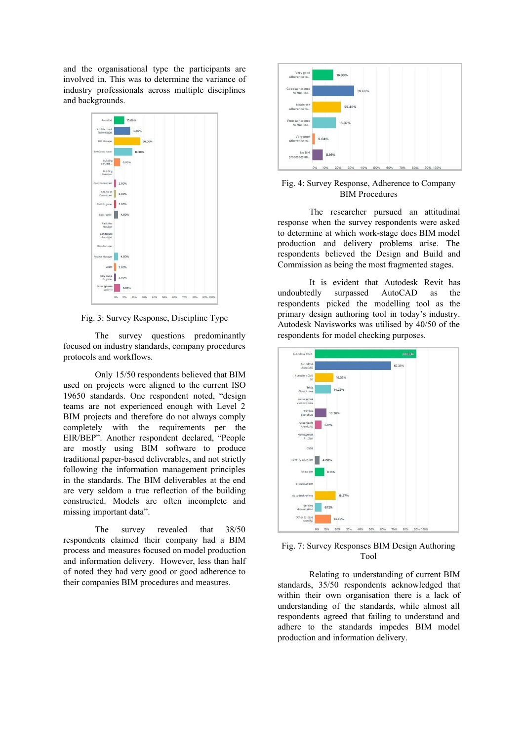and the organisational type the participants are involved in. This was to determine the variance of industry professionals across multiple disciplines and backgrounds.

Fig. 3: Survey Response, Discipline Type

The survey questions predominantly focused on industry standards, company procedures protocols and workflows.

Only 15/50 respondents believed that BIM used on projects were aligned to the current ISO 19650 standards. One respondent noted, "design teams are not experienced enough with Level 2 BIM projects and therefore do not always comply completely with the requirements per the EIR/BEP". Another respondent declared, "People are mostly using BIM software to produce traditional paper-based deliverables, and not strictly following the information management principles in the standards. The BIM deliverables at the end are very seldom a true reflection of the building constructed. Models are often incomplete and missing important data".

The survey revealed that 38/50 respondents claimed their company had a BIM process and measures focused on model production and information delivery. However, less than half of noted they had very good or good adherence to their companies BIM procedures and measures.

Fig. 4: Survey Response, Adherence to Company BIM Procedures

The researcher pursued an attitudinal response when the survey respondents were asked to determine at which work-stage does BIM model production and delivery problems arise. The respondents believed the Design and Build and Commission as being the most fragmented stages.

It is evident that Autodesk Revit has undoubtedly surpassed AutoCAD as the respondents picked the modelling tool as the primary design authoring tool in today's industry. Autodesk Navisworks was utilised by 40/50 of the respondents for model checking purposes.

Fig. 7: Survey Responses BIM Design Authoring Tool

Relating to understanding of current BIM standards, 35/50 respondents acknowledged that within their own organisation there is a lack of understanding of the standards, while almost all respondents agreed that failing to understand and adhere to the standards impedes BIM model production and information delivery.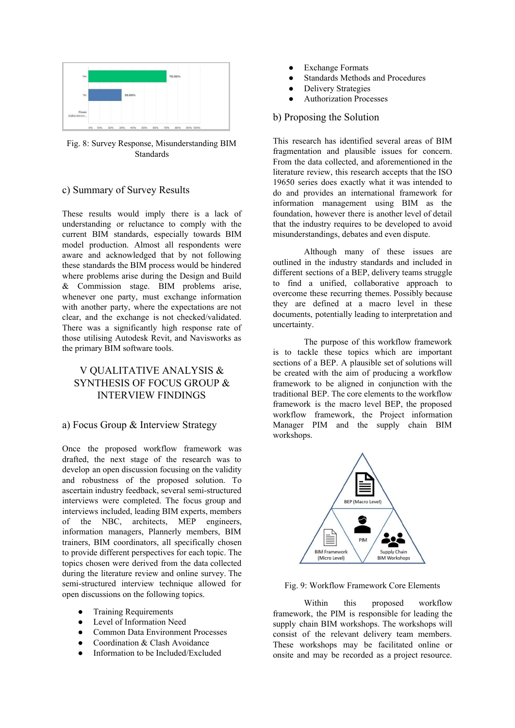Fig. 8: Survey Response, Misunderstanding BIM Standards

### c) Summary of Survey Results

These results would imply there is a lack of understanding or reluctance to comply with the current BIM standards, especially towards BIM model production. Almost all respondents were aware and acknowledged that by not following these standards the BIM process would be hindered where problems arise during the Design and Build & Commission stage. BIM problems arise, whenever one party, must exchange information with another party, where the expectations are not clear, and the exchange is not checked/validated. There was a significantly high response rate of those utilising Autodesk Revit, and Navisworks as the primary BIM software tools.

## V QUALITATIVE ANALYSIS & SYNTHESIS OF FOCUS GROUP & INTERVIEW FINDINGS

### a) Focus Group & Interview Strategy

Once the proposed workflow framework was drafted, the next stage of the research was to develop an open discussion focusing on the validity and robustness of the proposed solution. To ascertain industry feedback, several semi-structured interviews were completed. The focus group and interviews included, leading BIM experts, members of the NBC, architects, MEP engineers, information managers, Plannerly members, BIM trainers, BIM coordinators, all specifically chosen to provide different perspectives for each topic. The topics chosen were derived from the data collected during the literature review and online survey. The semi-structured interview technique allowed for open discussions on the following topics.

- Training Requirements
- Level of Information Need
- Common Data Environment Processes
- Coordination & Clash Avoidance
- Information to be Included/Excluded
- Exchange Formats
- Standards Methods and Procedures
- Delivery Strategies
- Authorization Processes

### b) Proposing the Solution

This research has identified several areas of BIM fragmentation and plausible issues for concern. From the data collected, and aforementioned in the literature review, this research accepts that the ISO 19650 series does exactly what it was intended to do and provides an international framework for information management using BIM as the foundation, however there is another level of detail that the industry requires to be developed to avoid misunderstandings, debates and even dispute.

Although many of these issues are outlined in the industry standards and included in different sections of a BEP, delivery teams struggle to find a unified, collaborative approach to overcome these recurring themes. Possibly because they are defined at a macro level in these documents, potentially leading to interpretation and uncertainty.

The purpose of this workflow framework is to tackle these topics which are important sections of a BEP. A plausible set of solutions will be created with the aim of producing a workflow framework to be aligned in conjunction with the traditional BEP. The core elements to the workflow framework is the macro level BEP, the proposed workflow framework, the Project information Manager PIM and the supply chain BIM workshops.

Fig. 9: Workflow Framework Core Elements

Within this proposed workflow framework, the PIM is responsible for leading the supply chain BIM workshops. The workshops will consist of the relevant delivery team members. These workshops may be facilitated online or onsite and may be recorded as a project resource.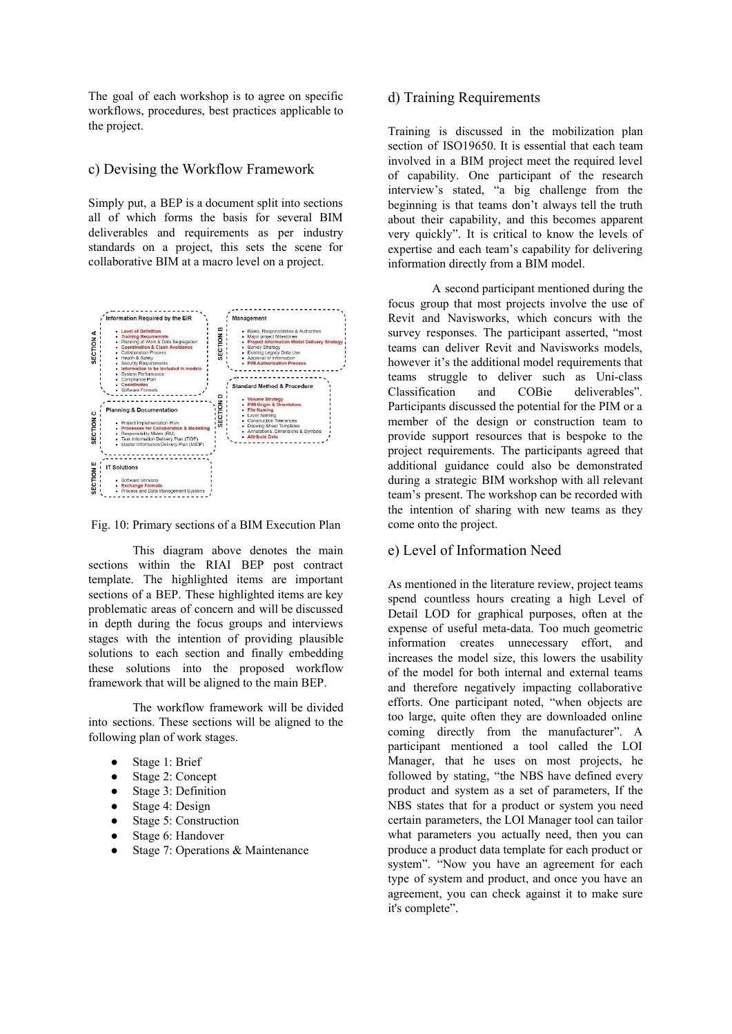The goal of each workshop is to agree on specific workflows, procedures, best practices applicable to the project.

## c) Devising the Workflow Framework

Simply put, a BEP is a document split into sections all of which forms the basis for several BIM deliverables and requirements as per industry standards on a project, this sets the scene for collaborative BIM at a macro level on a project.

**SECTION A** — Information Required by the EIR

- **Level of Definition**
- **Training Requirements**
- Planning of Work & Data Segregation
- **Coordination & Clash Avoidance**
- Collaboration Process
- Health & Safety
- Security Requirements
- **Information to be included in models**
- System Performance
- Compliance Plan
- **Coordinates**
- Software Formats

**SECTION B** — Management

- Roles, Responsibilities & Authorities
- Major project Milestones
- **Project Information Model Delivery Strategy**
- Survey Strategy
- Existing Legacy Data Use
- Approval of Information
- **PIM Authorisation Process**

**SECTION C** — Planning & Documentation

- Project Implementation Plan
- **Processes for Collaboration & Modelling**
- Responsibility Matrix (RM)
- Task Information Delivery Plan (TIDP)
- Master Information Delivery Plan (MIDP)

**SECTION D** — Standard Method & Procedure

- **Volume Strategy**
- **PIM Origin & Orientation**
- **File Naming**
- Layer Naming
- Construction Tolerances
- Drawing Sheet Templates
- Annotations, Dimensions & Symbols
- **Attribute Data**

**SECTION E** — IT Solutions

- Software Versions
- **Exchange Formats**
- Process and Data Management Systems

Fig. 10: Primary sections of a BIM Execution Plan

This diagram above denotes the main sections within the RIAI BEP post contract template. The highlighted items are important sections of a BEP. These highlighted items are key problematic areas of concern and will be discussed in depth during the focus groups and interviews stages with the intention of providing plausible solutions to each section and finally embedding these solutions into the proposed workflow framework that will be aligned to the main BEP.

The workflow framework will be divided into sections. These sections will be aligned to the following plan of work stages.

- Stage 1: Brief
- Stage 2: Concept
- Stage 3: Definition
- Stage 4: Design
- Stage 5: Construction
- Stage 6: Handover
- Stage 7: Operations & Maintenance

## d) Training Requirements

Training is discussed in the mobilization plan section of ISO19650. It is essential that each team involved in a BIM project meet the required level of capability. One participant of the research interview's stated, "a big challenge from the beginning is that teams don't always tell the truth about their capability, and this becomes apparent very quickly". It is critical to know the levels of expertise and each team's capability for delivering information directly from a BIM model.

A second participant mentioned during the focus group that most projects involve the use of Revit and Navisworks, which concurs with the survey responses. The participant asserted, "most teams can deliver Revit and Navisworks models, however it's the additional model requirements that teams struggle to deliver such as Uni-class Classification and COBie deliverables". Participants discussed the potential for the PIM or a member of the design or construction team to provide support resources that is bespoke to the project requirements. The participants agreed that additional guidance could also be demonstrated during a strategic BIM workshop with all relevant team's present. The workshop can be recorded with the intention of sharing with new teams as they come onto the project.

## e) Level of Information Need

As mentioned in the literature review, project teams spend countless hours creating a high Level of Detail LOD for graphical purposes, often at the expense of useful meta-data. Too much geometric information creates unnecessary effort, and increases the model size, this lowers the usability of the model for both internal and external teams and therefore negatively impacting collaborative efforts. One participant noted, "when objects are too large, quite often they are downloaded online coming directly from the manufacturer". A participant mentioned a tool called the LOI Manager, that he uses on most projects, he followed by stating, "the NBS have defined every product and system as a set of parameters, If the NBS states that for a product or system you need certain parameters, the LOI Manager tool can tailor what parameters you actually need, then you can produce a product data template for each product or system". "Now you have an agreement for each type of system and product, and once you have an agreement, you can check against it to make sure it's complete".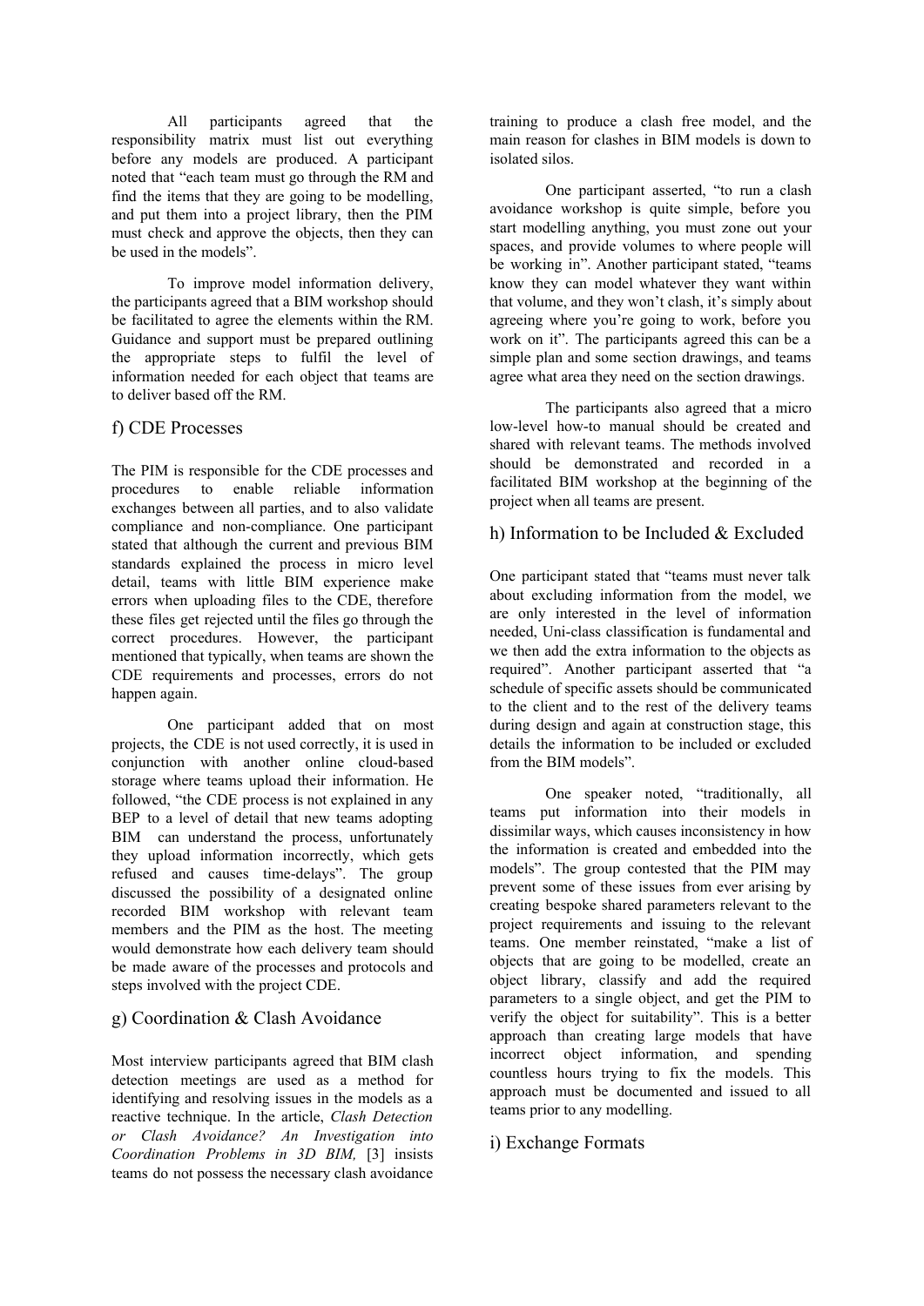All participants agreed that the responsibility matrix must list out everything before any models are produced. A participant noted that "each team must go through the RM and find the items that they are going to be modelling, and put them into a project library, then the PIM must check and approve the objects, then they can be used in the models".

To improve model information delivery, the participants agreed that a BIM workshop should be facilitated to agree the elements within the RM. Guidance and support must be prepared outlining the appropriate steps to fulfil the level of information needed for each object that teams are to deliver based off the RM.

## f) CDE Processes

The PIM is responsible for the CDE processes and procedures to enable reliable information exchanges between all parties, and to also validate compliance and non-compliance. One participant stated that although the current and previous BIM standards explained the process in micro level detail, teams with little BIM experience make errors when uploading files to the CDE, therefore these files get rejected until the files go through the correct procedures. However, the participant mentioned that typically, when teams are shown the CDE requirements and processes, errors do not happen again.

One participant added that on most projects, the CDE is not used correctly, it is used in conjunction with another online cloud-based storage where teams upload their information. He followed, "the CDE process is not explained in any BEP to a level of detail that new teams adopting BIM can understand the process, unfortunately they upload information incorrectly, which gets refused and causes time-delays". The group discussed the possibility of a designated online recorded BIM workshop with relevant team members and the PIM as the host. The meeting would demonstrate how each delivery team should be made aware of the processes and protocols and steps involved with the project CDE.

## g) Coordination & Clash Avoidance

Most interview participants agreed that BIM clash detection meetings are used as a method for identifying and resolving issues in the models as a reactive technique. In the article, *Clash Detection or Clash Avoidance? An Investigation into Coordination Problems in 3D BIM,* [3] insists teams do not possess the necessary clash avoidance training to produce a clash free model, and the main reason for clashes in BIM models is down to isolated silos.

One participant asserted, "to run a clash avoidance workshop is quite simple, before you start modelling anything, you must zone out your spaces, and provide volumes to where people will be working in". Another participant stated, "teams know they can model whatever they want within that volume, and they won't clash, it's simply about agreeing where you're going to work, before you work on it". The participants agreed this can be a simple plan and some section drawings, and teams agree what area they need on the section drawings.

The participants also agreed that a micro low-level how-to manual should be created and shared with relevant teams. The methods involved should be demonstrated and recorded in a facilitated BIM workshop at the beginning of the project when all teams are present.

## h) Information to be Included & Excluded

One participant stated that "teams must never talk about excluding information from the model, we are only interested in the level of information needed, Uni-class classification is fundamental and we then add the extra information to the objects as required". Another participant asserted that "a schedule of specific assets should be communicated to the client and to the rest of the delivery teams during design and again at construction stage, this details the information to be included or excluded from the BIM models".

One speaker noted, "traditionally, all teams put information into their models in dissimilar ways, which causes inconsistency in how the information is created and embedded into the models". The group contested that the PIM may prevent some of these issues from ever arising by creating bespoke shared parameters relevant to the project requirements and issuing to the relevant teams. One member reinstated, "make a list of objects that are going to be modelled, create an object library, classify and add the required parameters to a single object, and get the PIM to verify the object for suitability". This is a better approach than creating large models that have incorrect object information, and spending countless hours trying to fix the models. This approach must be documented and issued to all teams prior to any modelling.

## i) Exchange Formats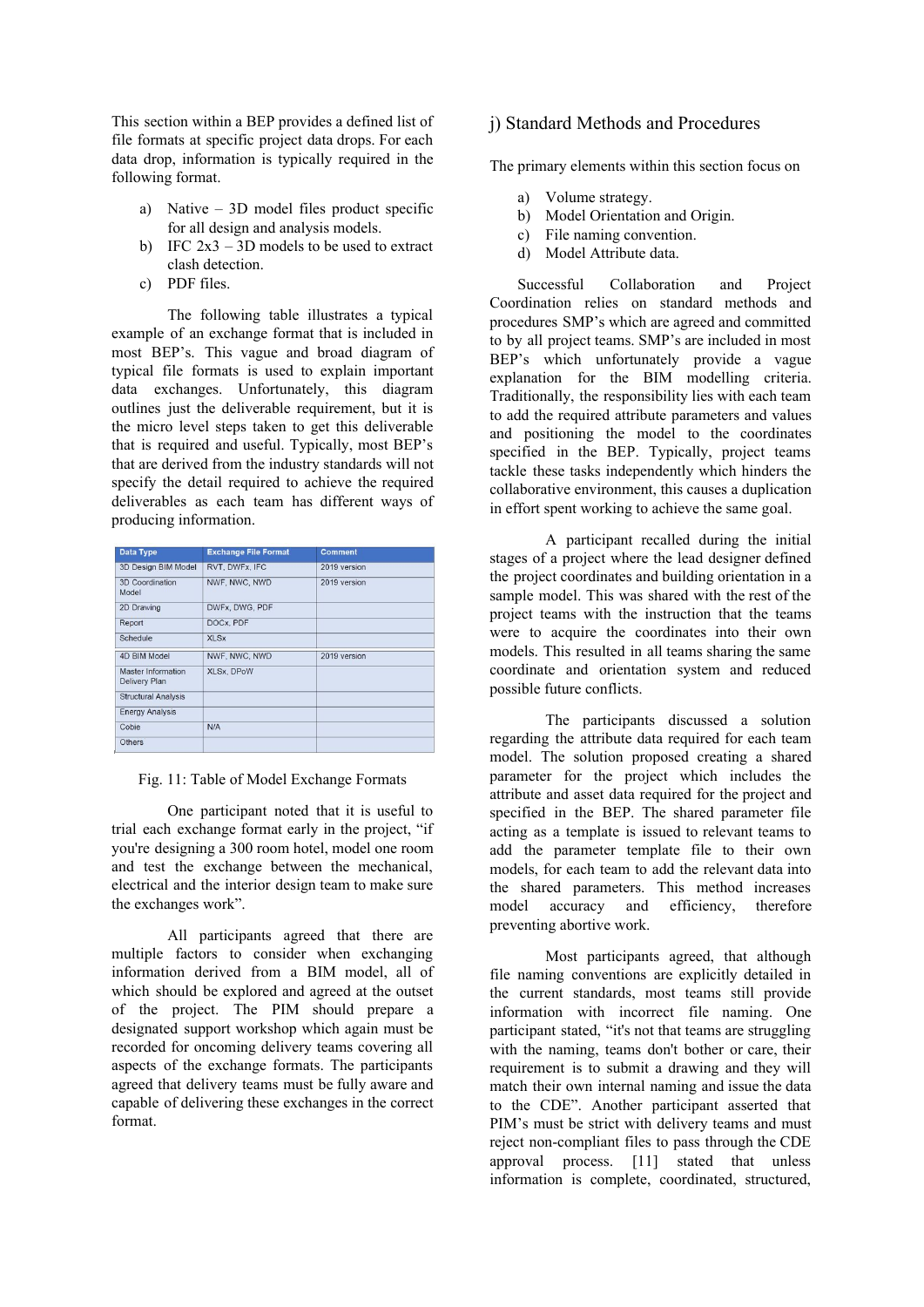This section within a BEP provides a defined list of file formats at specific project data drops. For each data drop, information is typically required in the following format.

a) Native – 3D model files product specific for all design and analysis models.
b) IFC 2x3 – 3D models to be used to extract clash detection.
c) PDF files.

The following table illustrates a typical example of an exchange format that is included in most BEP's. This vague and broad diagram of typical file formats is used to explain important data exchanges. Unfortunately, this diagram outlines just the deliverable requirement, but it is the micro level steps taken to get this deliverable that is required and useful. Typically, most BEP's that are derived from the industry standards will not specify the detail required to achieve the required deliverables as each team has different ways of producing information.

| Data Type | Exchange File Format | Comment |
|---|---|---|
| 3D Design BIM Model | RVT, DWFx, IFC | 2019 version |
| 3D Coordination Model | NWF, NWC, NWD | 2019 version |
| 2D Drawing | DWFx, DWG, PDF | |
| Report | DOCx, PDF | |
| Schedule | XLSx | |
| 4D BIM Model | NWF, NWC, NWD | 2019 version |
| Master Information Delivery Plan | XLSx, DPoW | |
| Structural Analysis | | |
| Energy Analysis | | |
| Cobie | N/A | |
| Others | | |

Fig. 11: Table of Model Exchange Formats

One participant noted that it is useful to trial each exchange format early in the project, "if you're designing a 300 room hotel, model one room and test the exchange between the mechanical, electrical and the interior design team to make sure the exchanges work".

All participants agreed that there are multiple factors to consider when exchanging information derived from a BIM model, all of which should be explored and agreed at the outset of the project. The PIM should prepare a designated support workshop which again must be recorded for oncoming delivery teams covering all aspects of the exchange formats. The participants agreed that delivery teams must be fully aware and capable of delivering these exchanges in the correct format.

## j) Standard Methods and Procedures

The primary elements within this section focus on

a) Volume strategy.
b) Model Orientation and Origin.
c) File naming convention.
d) Model Attribute data.

Successful Collaboration and Project Coordination relies on standard methods and procedures SMP's which are agreed and committed to by all project teams. SMP's are included in most BEP's which unfortunately provide a vague explanation for the BIM modelling criteria. Traditionally, the responsibility lies with each team to add the required attribute parameters and values and positioning the model to the coordinates specified in the BEP. Typically, project teams tackle these tasks independently which hinders the collaborative environment, this causes a duplication in effort spent working to achieve the same goal.

A participant recalled during the initial stages of a project where the lead designer defined the project coordinates and building orientation in a sample model. This was shared with the rest of the project teams with the instruction that the teams were to acquire the coordinates into their own models. This resulted in all teams sharing the same coordinate and orientation system and reduced possible future conflicts.

The participants discussed a solution regarding the attribute data required for each team model. The solution proposed creating a shared parameter for the project which includes the attribute and asset data required for the project and specified in the BEP. The shared parameter file acting as a template is issued to relevant teams to add the parameter template file to their own models, for each team to add the relevant data into the shared parameters. This method increases model accuracy and efficiency, therefore preventing abortive work.

Most participants agreed, that although file naming conventions are explicitly detailed in the current standards, most teams still provide information with incorrect file naming. One participant stated, "it's not that teams are struggling with the naming, teams don't bother or care, their requirement is to submit a drawing and they will match their own internal naming and issue the data to the CDE". Another participant asserted that PIM's must be strict with delivery teams and must reject non-compliant files to pass through the CDE approval process. [11] stated that unless information is complete, coordinated, structured,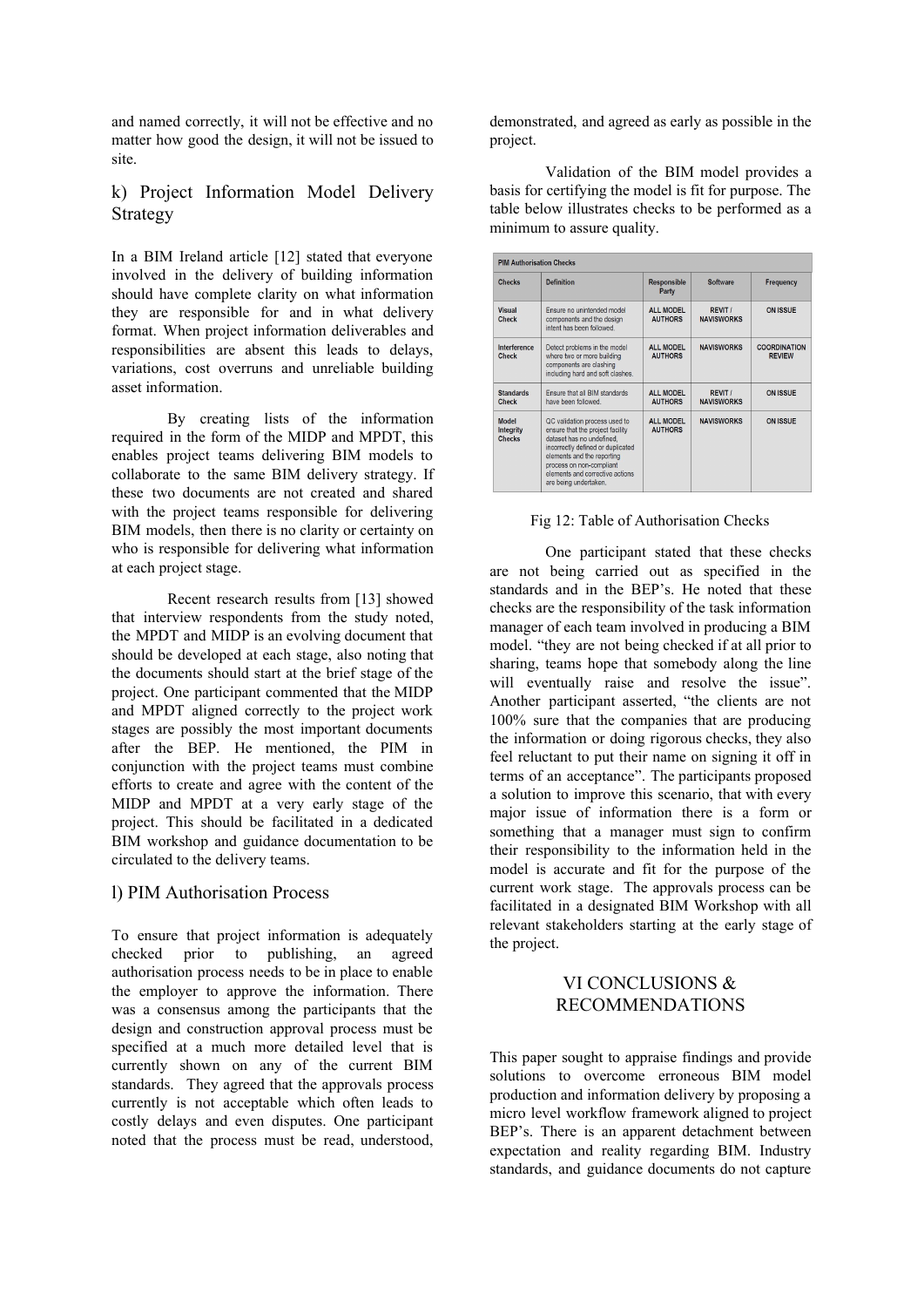and named correctly, it will not be effective and no matter how good the design, it will not be issued to site.

## k) Project Information Model Delivery Strategy

In a BIM Ireland article [12] stated that everyone involved in the delivery of building information should have complete clarity on what information they are responsible for and in what delivery format. When project information deliverables and responsibilities are absent this leads to delays, variations, cost overruns and unreliable building asset information.

By creating lists of the information required in the form of the MIDP and MPDT, this enables project teams delivering BIM models to collaborate to the same BIM delivery strategy. If these two documents are not created and shared with the project teams responsible for delivering BIM models, then there is no clarity or certainty on who is responsible for delivering what information at each project stage.

Recent research results from [13] showed that interview respondents from the study noted, the MPDT and MIDP is an evolving document that should be developed at each stage, also noting that the documents should start at the brief stage of the project. One participant commented that the MIDP and MPDT aligned correctly to the project work stages are possibly the most important documents after the BEP. He mentioned, the PIM in conjunction with the project teams must combine efforts to create and agree with the content of the MIDP and MPDT at a very early stage of the project. This should be facilitated in a dedicated BIM workshop and guidance documentation to be circulated to the delivery teams.

## l) PIM Authorisation Process

To ensure that project information is adequately checked prior to publishing, an agreed authorisation process needs to be in place to enable the employer to approve the information. There was a consensus among the participants that the design and construction approval process must be specified at a much more detailed level that is currently shown on any of the current BIM standards. They agreed that the approvals process currently is not acceptable which often leads to costly delays and even disputes. One participant noted that the process must be read, understood, demonstrated, and agreed as early as possible in the project.

Validation of the BIM model provides a basis for certifying the model is fit for purpose. The table below illustrates checks to be performed as a minimum to assure quality.

| PIM Authorisation Checks | | | | |
|---|---|---|---|---|
| **Checks** | **Definition** | **Responsible Party** | **Software** | **Frequency** |
| **Visual Check** | Ensure no unintended model components and the design intent has been followed. | ALL MODEL AUTHORS | REVIT / NAVISWORKS | ON ISSUE |
| **Interference Check** | Detect problems in the model where two or more building components are clashing including hard and soft clashes. | ALL MODEL AUTHORS | NAVISWORKS | COORDINATION REVIEW |
| **Standards Check** | Ensure that all BIM standards have been followed. | ALL MODEL AUTHORS | REVIT / NAVISWORKS | ON ISSUE |
| **Model Integrity Checks** | QC validation process used to ensure that the project facility dataset has no undefined, incorrectly defined or duplicated elements and the reporting process on non-compliant elements and corrective actions are being undertaken. | ALL MODEL AUTHORS | NAVISWORKS | ON ISSUE |

Fig 12: Table of Authorisation Checks

One participant stated that these checks are not being carried out as specified in the standards and in the BEP's. He noted that these checks are the responsibility of the task information manager of each team involved in producing a BIM model. "they are not being checked if at all prior to sharing, teams hope that somebody along the line will eventually raise and resolve the issue". Another participant asserted, "the clients are not 100% sure that the companies that are producing the information or doing rigorous checks, they also feel reluctant to put their name on signing it off in terms of an acceptance". The participants proposed a solution to improve this scenario, that with every major issue of information there is a form or something that a manager must sign to confirm their responsibility to the information held in the model is accurate and fit for the purpose of the current work stage. The approvals process can be facilitated in a designated BIM Workshop with all relevant stakeholders starting at the early stage of the project.

# VI CONCLUSIONS & RECOMMENDATIONS

This paper sought to appraise findings and provide solutions to overcome erroneous BIM model production and information delivery by proposing a micro level workflow framework aligned to project BEP's. There is an apparent detachment between expectation and reality regarding BIM. Industry standards, and guidance documents do not capture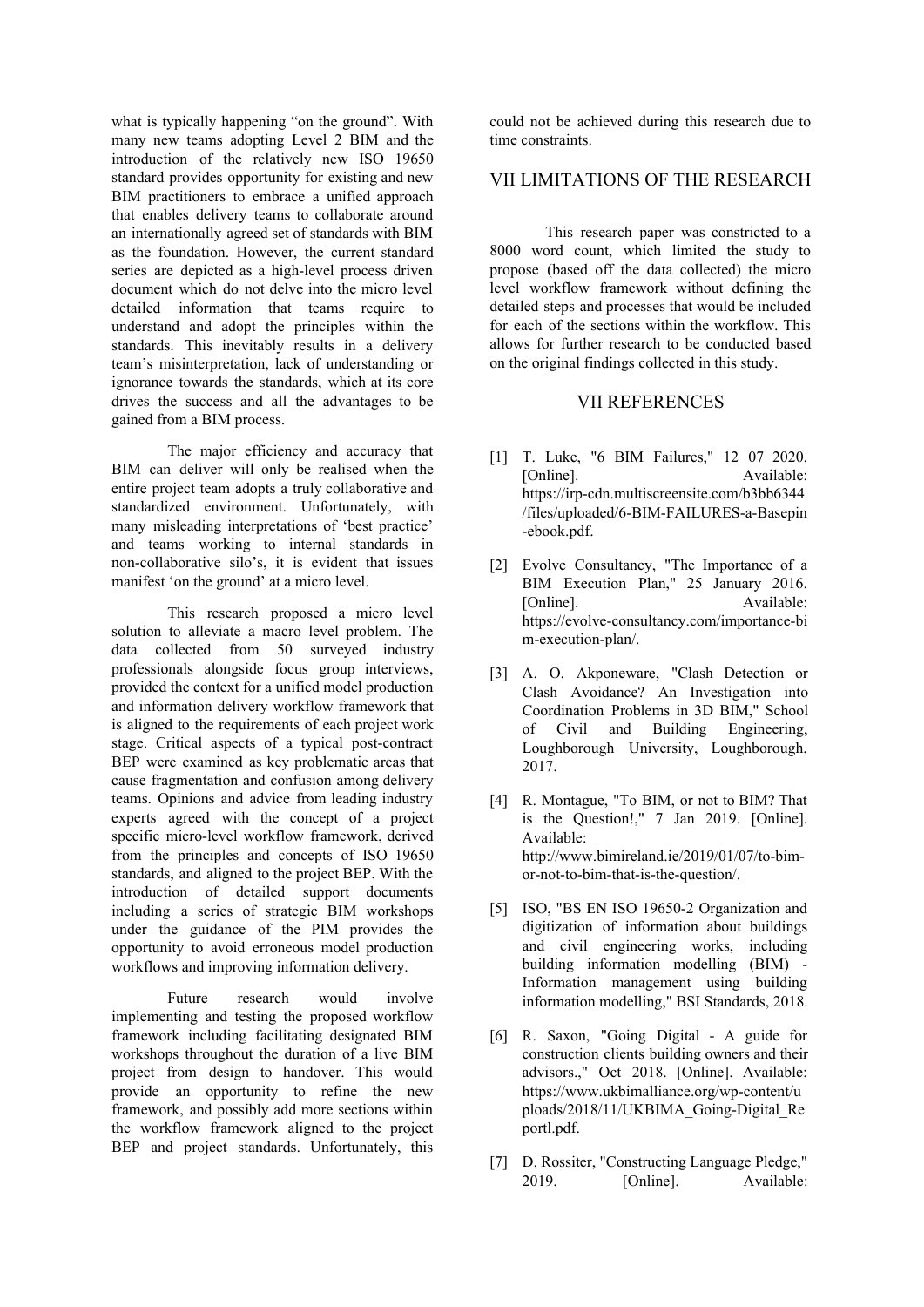what is typically happening "on the ground". With many new teams adopting Level 2 BIM and the introduction of the relatively new ISO 19650 standard provides opportunity for existing and new BIM practitioners to embrace a unified approach that enables delivery teams to collaborate around an internationally agreed set of standards with BIM as the foundation. However, the current standard series are depicted as a high-level process driven document which do not delve into the micro level detailed information that teams require to understand and adopt the principles within the standards. This inevitably results in a delivery team's misinterpretation, lack of understanding or ignorance towards the standards, which at its core drives the success and all the advantages to be gained from a BIM process.

The major efficiency and accuracy that BIM can deliver will only be realised when the entire project team adopts a truly collaborative and standardized environment. Unfortunately, with many misleading interpretations of 'best practice' and teams working to internal standards in non-collaborative silo's, it is evident that issues manifest 'on the ground' at a micro level.

This research proposed a micro level solution to alleviate a macro level problem. The data collected from 50 surveyed industry professionals alongside focus group interviews, provided the context for a unified model production and information delivery workflow framework that is aligned to the requirements of each project work stage. Critical aspects of a typical post-contract BEP were examined as key problematic areas that cause fragmentation and confusion among delivery teams. Opinions and advice from leading industry experts agreed with the concept of a project specific micro-level workflow framework, derived from the principles and concepts of ISO 19650 standards, and aligned to the project BEP. With the introduction of detailed support documents including a series of strategic BIM workshops under the guidance of the PIM provides the opportunity to avoid erroneous model production workflows and improving information delivery.

Future research would involve implementing and testing the proposed workflow framework including facilitating designated BIM workshops throughout the duration of a live BIM project from design to handover. This would provide an opportunity to refine the new framework, and possibly add more sections within the workflow framework aligned to the project BEP and project standards. Unfortunately, this could not be achieved during this research due to time constraints.

## VII LIMITATIONS OF THE RESEARCH

This research paper was constricted to a 8000 word count, which limited the study to propose (based off the data collected) the micro level workflow framework without defining the detailed steps and processes that would be included for each of the sections within the workflow. This allows for further research to be conducted based on the original findings collected in this study.

## VII REFERENCES

[1] T. Luke, "6 BIM Failures," 12 07 2020. [Online]. Available: https://irp-cdn.multiscreensite.com/b3bb6344/files/uploaded/6-BIM-FAILURES-a-Basepin-ebook.pdf.

[2] Evolve Consultancy, "The Importance of a BIM Execution Plan," 25 January 2016. [Online]. Available: https://evolve-consultancy.com/importance-bim-execution-plan/.

[3] A. O. Akponeware, "Clash Detection or Clash Avoidance? An Investigation into Coordination Problems in 3D BIM," School of Civil and Building Engineering, Loughborough University, Loughborough, 2017.

[4] R. Montague, "To BIM, or not to BIM? That is the Question!," 7 Jan 2019. [Online]. Available: http://www.bimireland.ie/2019/01/07/to-bim-or-not-to-bim-that-is-the-question/.

[5] ISO, "BS EN ISO 19650-2 Organization and digitization of information about buildings and civil engineering works, including building information modelling (BIM) - Information management using building information modelling," BSI Standards, 2018.

[6] R. Saxon, "Going Digital - A guide for construction clients building owners and their advisors.," Oct 2018. [Online]. Available: https://www.ukbimalliance.org/wp-content/uploads/2018/11/UKBIMA_Going-Digital_Reportl.pdf.

[7] D. Rossiter, "Constructing Language Pledge," 2019. [Online]. Available: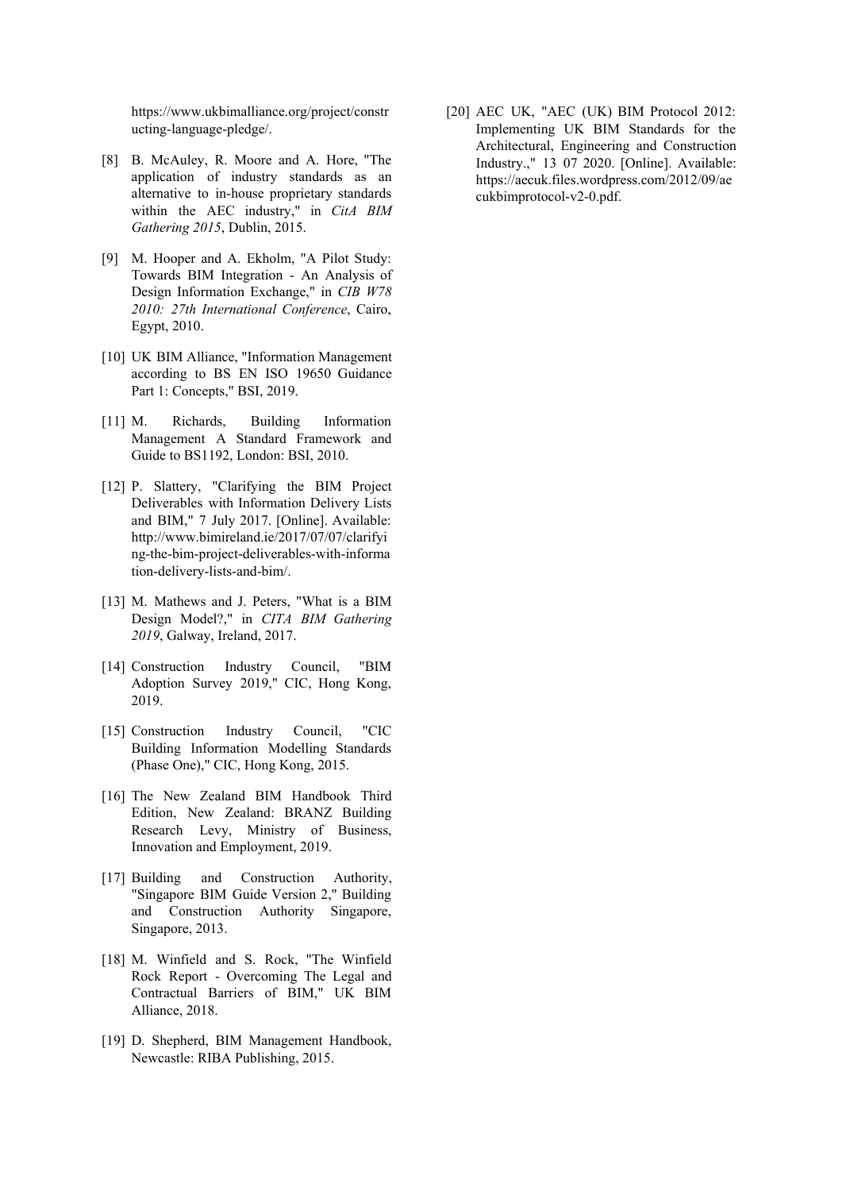https://www.ukbimalliance.org/project/constructing-language-pledge/.

[8] B. McAuley, R. Moore and A. Hore, "The application of industry standards as an alternative to in-house proprietary standards within the AEC industry," in *CitA BIM Gathering 2015*, Dublin, 2015.

[9] M. Hooper and A. Ekholm, "A Pilot Study: Towards BIM Integration - An Analysis of Design Information Exchange," in *CIB W78 2010: 27th International Conference*, Cairo, Egypt, 2010.

[10] UK BIM Alliance, "Information Management according to BS EN ISO 19650 Guidance Part 1: Concepts," BSI, 2019.

[11] M. Richards, Building Information Management A Standard Framework and Guide to BS1192, London: BSI, 2010.

[12] P. Slattery, "Clarifying the BIM Project Deliverables with Information Delivery Lists and BIM," 7 July 2017. [Online]. Available: http://www.bimireland.ie/2017/07/07/clarifying-the-bim-project-deliverables-with-information-delivery-lists-and-bim/.

[13] M. Mathews and J. Peters, "What is a BIM Design Model?," in *CITA BIM Gathering 2019*, Galway, Ireland, 2017.

[14] Construction Industry Council, "BIM Adoption Survey 2019," CIC, Hong Kong, 2019.

[15] Construction Industry Council, "CIC Building Information Modelling Standards (Phase One)," CIC, Hong Kong, 2015.

[16] The New Zealand BIM Handbook Third Edition, New Zealand: BRANZ Building Research Levy, Ministry of Business, Innovation and Employment, 2019.

[17] Building and Construction Authority, "Singapore BIM Guide Version 2," Building and Construction Authority Singapore, Singapore, 2013.

[18] M. Winfield and S. Rock, "The Winfield Rock Report - Overcoming The Legal and Contractual Barriers of BIM," UK BIM Alliance, 2018.

[19] D. Shepherd, BIM Management Handbook, Newcastle: RIBA Publishing, 2015.

[20] AEC UK, "AEC (UK) BIM Protocol 2012: Implementing UK BIM Standards for the Architectural, Engineering and Construction Industry.," 13 07 2020. [Online]. Available: https://aecuk.files.wordpress.com/2012/09/aecukbimprotocol-v2-0.pdf.